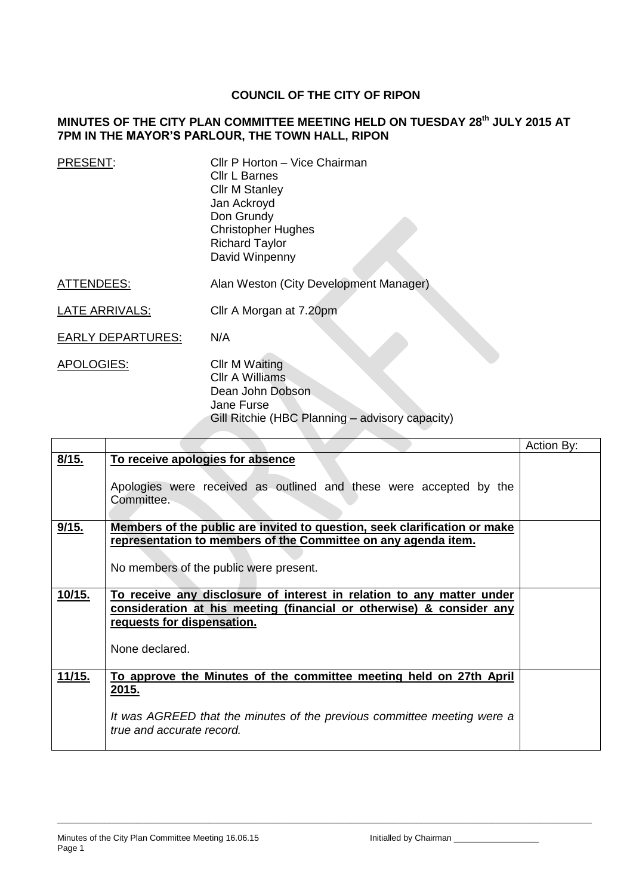# COUNCIL OF THE CITY OF RIPON

## MINUTES OF THE CITY PLAN COMMITTEE MEETING HELD ON TUESDAY 28th JULY 2015 AT 7PM IN THE MAYOR'S PARLOUR, THE TOWN HALL, RIPON

PRESENT:
- Cllr P Horton – Vice Chairman
- Cllr L Barnes
- Cllr M Stanley
- Jan Ackroyd
- Don Grundy
- Christopher Hughes
- Richard Taylor
- David Winpenny

ATTENDEES: Alan Weston (City Development Manager)

LATE ARRIVALS: Cllr A Morgan at 7.20pm

EARLY DEPARTURES: N/A

APOLOGIES:
- Cllr M Waiting
- Cllr A Williams
- Dean John Dobson
- Jane Furse
- Gill Ritchie (HBC Planning – advisory capacity)

| | | Action By: |
|---|---|---|
| **8/15.** | **To receive apologies for absence**<br><br>Apologies were received as outlined and these were accepted by the Committee. | |
| **9/15.** | **Members of the public are invited to question, seek clarification or make representation to members of the Committee on any agenda item.**<br><br>No members of the public were present. | |
| **10/15.** | **To receive any disclosure of interest in relation to any matter under consideration at his meeting (financial or otherwise) & consider any requests for dispensation.**<br><br>None declared. | |
| **11/15.** | **To approve the Minutes of the committee meeting held on 27th April 2015.**<br><br>*It was AGREED that the minutes of the previous committee meeting were a true and accurate record.* | |

Minutes of the City Plan Committee Meeting 16.06.15 Initialled by Chairman __________________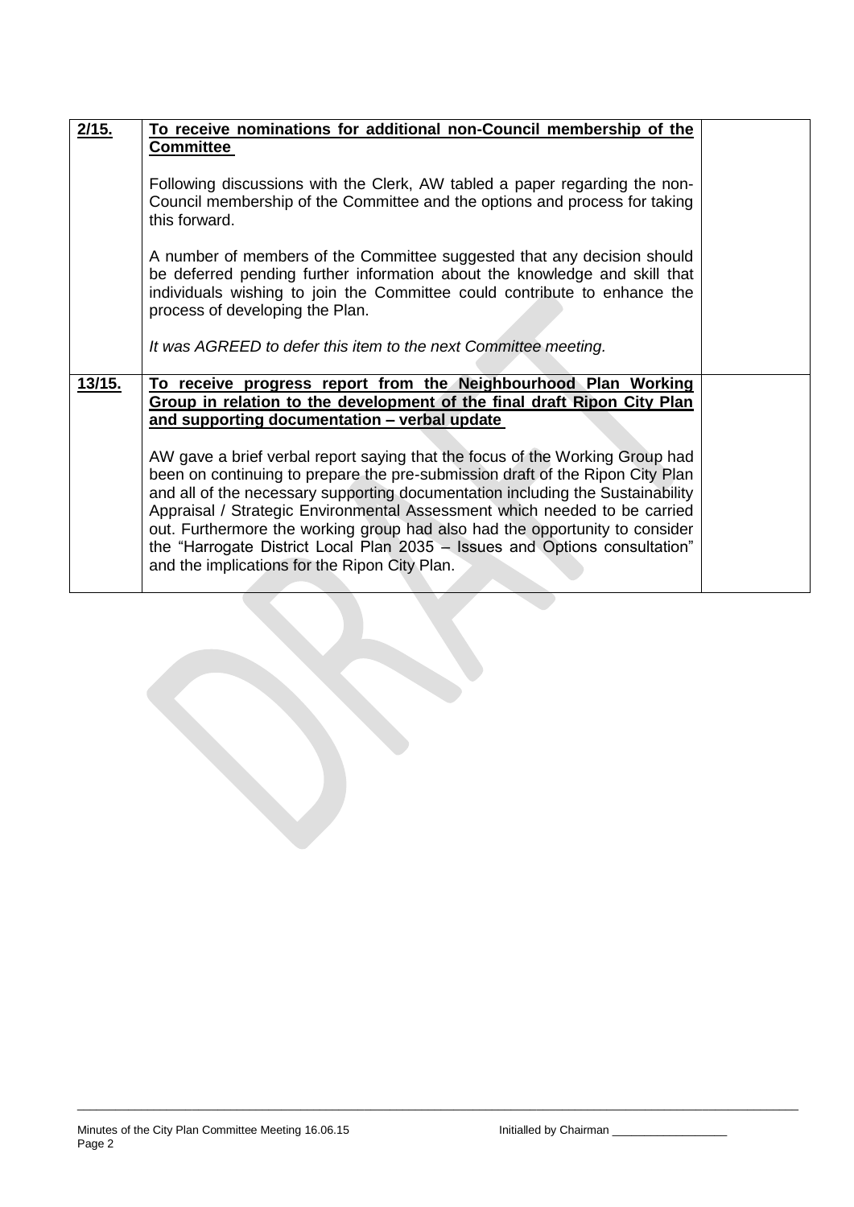| | | |
|---|---|---|
| **2/15.** | **To receive nominations for additional non-Council membership of the Committee**<br><br>Following discussions with the Clerk, AW tabled a paper regarding the non-Council membership of the Committee and the options and process for taking this forward.<br><br>A number of members of the Committee suggested that any decision should be deferred pending further information about the knowledge and skill that individuals wishing to join the Committee could contribute to enhance the process of developing the Plan.<br><br>*It was AGREED to defer this item to the next Committee meeting.* | |
| **13/15.** | **To receive progress report from the Neighbourhood Plan Working Group in relation to the development of the final draft Ripon City Plan and supporting documentation – verbal update**<br><br>AW gave a brief verbal report saying that the focus of the Working Group had been on continuing to prepare the pre-submission draft of the Ripon City Plan and all of the necessary supporting documentation including the Sustainability Appraisal / Strategic Environmental Assessment which needed to be carried out. Furthermore the working group had also had the opportunity to consider the "Harrogate District Local Plan 2035 – Issues and Options consultation" and the implications for the Ripon City Plan. | |

Minutes of the City Plan Committee Meeting 16.06.15 Initialled by Chairman __________________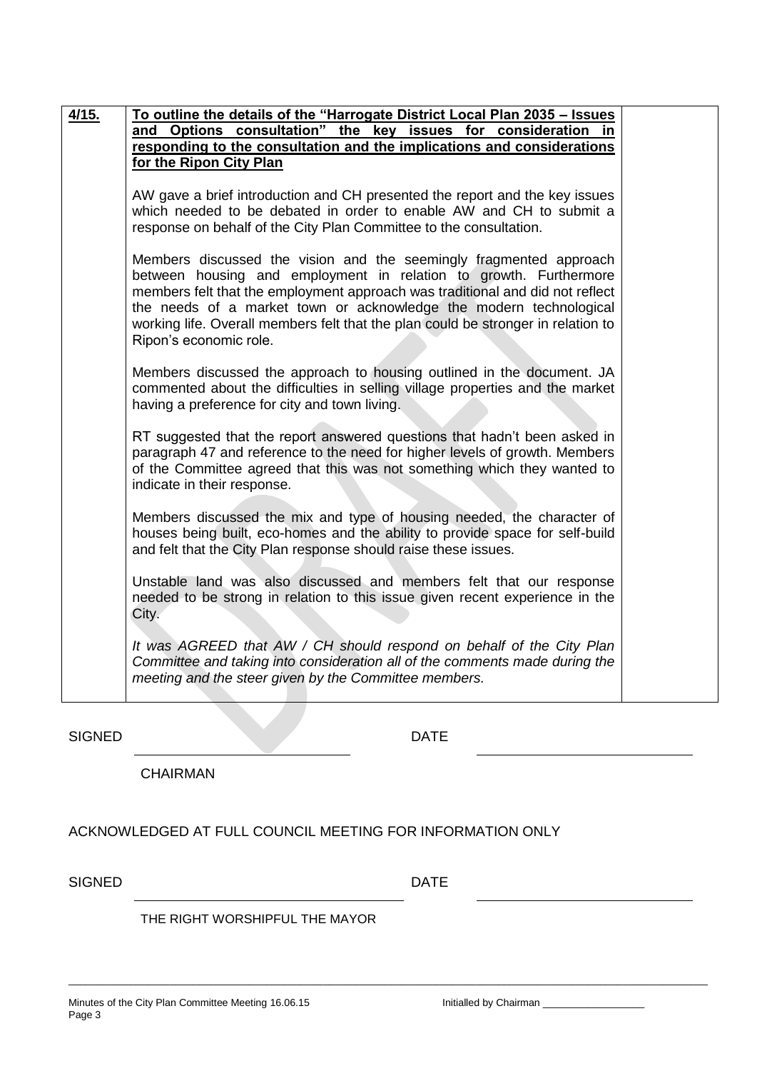| | | |
|---|---|---|
| **4/15.** | **<u>To outline the details of the "Harrogate District Local Plan 2035 – Issues and Options consultation" the key issues for consideration in responding to the consultation and the implications and considerations for the Ripon City Plan</u>**<br><br>AW gave a brief introduction and CH presented the report and the key issues which needed to be debated in order to enable AW and CH to submit a response on behalf of the City Plan Committee to the consultation.<br><br>Members discussed the vision and the seemingly fragmented approach between housing and employment in relation to growth. Furthermore members felt that the employment approach was traditional and did not reflect the needs of a market town or acknowledge the modern technological working life. Overall members felt that the plan could be stronger in relation to Ripon's economic role.<br><br>Members discussed the approach to housing outlined in the document. JA commented about the difficulties in selling village properties and the market having a preference for city and town living.<br><br>RT suggested that the report answered questions that hadn't been asked in paragraph 47 and reference to the need for higher levels of growth. Members of the Committee agreed that this was not something which they wanted to indicate in their response.<br><br>Members discussed the mix and type of housing needed, the character of houses being built, eco-homes and the ability to provide space for self-build and felt that the City Plan response should raise these issues.<br><br>Unstable land was also discussed and members felt that our response needed to be strong in relation to this issue given recent experience in the City.<br><br>*It was AGREED that AW / CH should respond on behalf of the City Plan Committee and taking into consideration all of the comments made during the meeting and the steer given by the Committee members.* | |

SIGNED ______________________________ DATE ______________________________

CHAIRMAN

ACKNOWLEDGED AT FULL COUNCIL MEETING FOR INFORMATION ONLY

SIGNED ______________________________ DATE ______________________________

THE RIGHT WORSHIPFUL THE MAYOR

Minutes of the City Plan Committee Meeting 16.06.15 Initialled by Chairman _________________